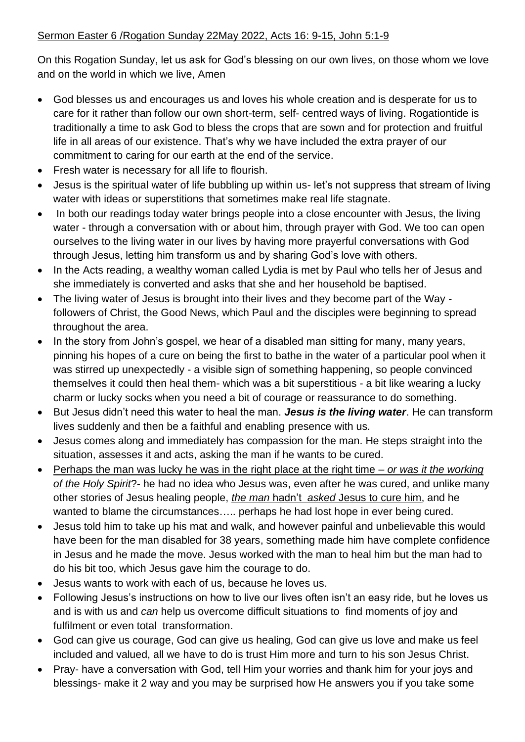<u>Sermon Easter 6 /Rogation Sunday 22May 2022, Acts 16: 9-15, John 5:1-9</u>

On this Rogation Sunday, let us ask for God's blessing on our own lives, on those whom we love and on the world in which we live, Amen

- God blesses us and encourages us and loves his whole creation and is desperate for us to care for it rather than follow our own short-term, self- centred ways of living. Rogationtide is traditionally a time to ask God to bless the crops that are sown and for protection and fruitful life in all areas of our existence. That's why we have included the extra prayer of our commitment to caring for our earth at the end of the service.
- Fresh water is necessary for all life to flourish.
- Jesus is the spiritual water of life bubbling up within us- let's not suppress that stream of living water with ideas or superstitions that sometimes make real life stagnate.
- In both our readings today water brings people into a close encounter with Jesus, the living water - through a conversation with or about him, through prayer with God. We too can open ourselves to the living water in our lives by having more prayerful conversations with God through Jesus, letting him transform us and by sharing God's love with others.
- In the Acts reading, a wealthy woman called Lydia is met by Paul who tells her of Jesus and she immediately is converted and asks that she and her household be baptised.
- The living water of Jesus is brought into their lives and they become part of the Way - followers of Christ, the Good News, which Paul and the disciples were beginning to spread throughout the area.
- In the story from John's gospel, we hear of a disabled man sitting for many, many years, pinning his hopes of a cure on being the first to bathe in the water of a particular pool when it was stirred up unexpectedly - a visible sign of something happening, so people convinced themselves it could then heal them- which was a bit superstitious - a bit like wearing a lucky charm or lucky socks when you need a bit of courage or reassurance to do something.
- But Jesus didn't need this water to heal the man. ***Jesus is the living water***. He can transform lives suddenly and then be a faithful and enabling presence with us.
- Jesus comes along and immediately has compassion for the man. He steps straight into the situation, assesses it and acts, asking the man if he wants to be cured.
- <u>Perhaps the man was lucky he was in the right place at the right time – *or was it the working of the Holy Spirit*?</u>- he had no idea who Jesus was, even after he was cured, and unlike many other stories of Jesus healing people, <u>*the man* hadn't *asked* Jesus to cure him</u>, and he wanted to blame the circumstances….. perhaps he had lost hope in ever being cured.
- Jesus told him to take up his mat and walk, and however painful and unbelievable this would have been for the man disabled for 38 years, something made him have complete confidence in Jesus and he made the move. Jesus worked with the man to heal him but the man had to do his bit too, which Jesus gave him the courage to do.
- Jesus wants to work with each of us, because he loves us.
- Following Jesus's instructions on how to live our lives often isn't an easy ride, but he loves us and is with us and *can* help us overcome difficult situations to find moments of joy and fulfilment or even total transformation.
- God can give us courage, God can give us healing, God can give us love and make us feel included and valued, all we have to do is trust Him more and turn to his son Jesus Christ.
- Pray- have a conversation with God, tell Him your worries and thank him for your joys and blessings- make it 2 way and you may be surprised how He answers you if you take some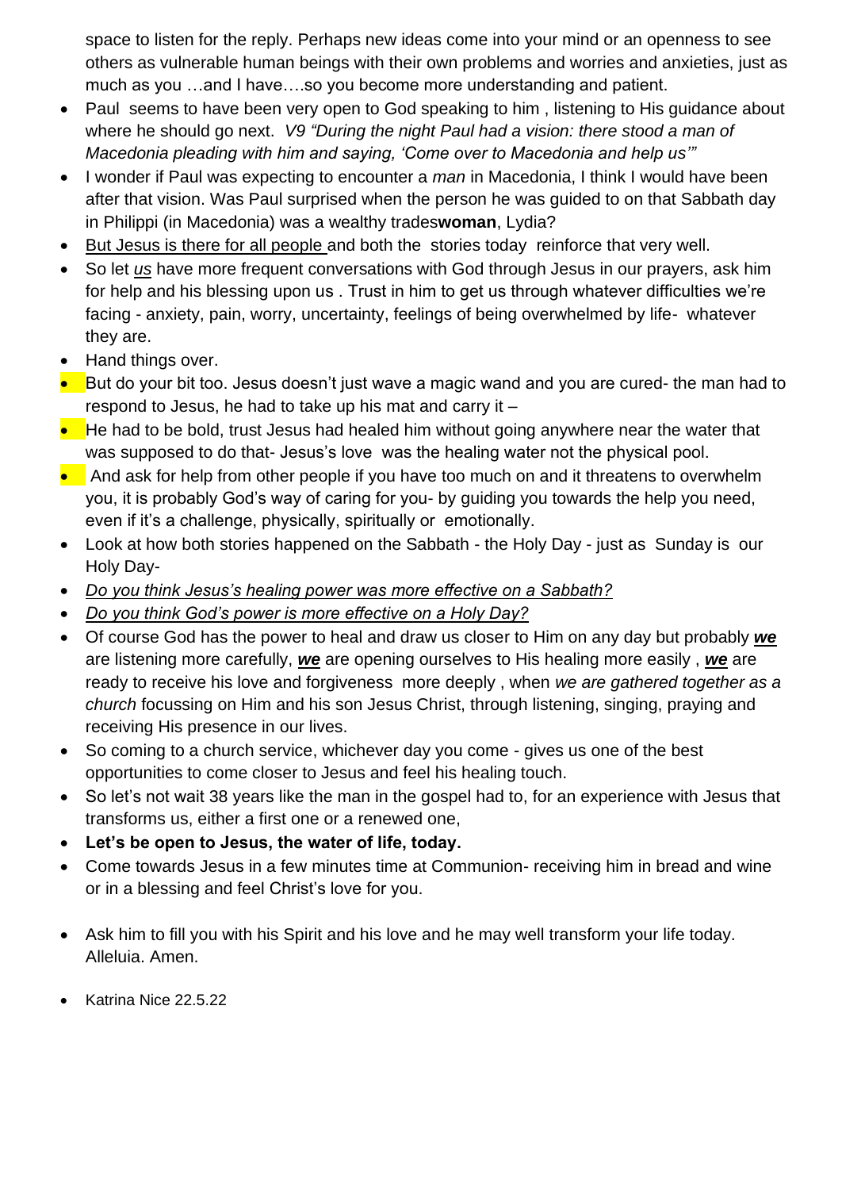space to listen for the reply. Perhaps new ideas come into your mind or an openness to see others as vulnerable human beings with their own problems and worries and anxieties, just as much as you …and I have….so you become more understanding and patient.

- Paul seems to have been very open to God speaking to him , listening to His guidance about where he should go next. *V9 "During the night Paul had a vision: there stood a man of Macedonia pleading with him and saying, 'Come over to Macedonia and help us'"*
- I wonder if Paul was expecting to encounter a *man* in Macedonia, I think I would have been after that vision. Was Paul surprised when the person he was guided to on that Sabbath day in Philippi (in Macedonia) was a wealthy trades**woman**, Lydia?
- <u>But Jesus is there for all people</u> and both the stories today reinforce that very well.
- So let <u>*us*</u> have more frequent conversations with God through Jesus in our prayers, ask him for help and his blessing upon us . Trust in him to get us through whatever difficulties we're facing - anxiety, pain, worry, uncertainty, feelings of being overwhelmed by life- whatever they are.
- Hand things over.
- But do your bit too. Jesus doesn't just wave a magic wand and you are cured- the man had to respond to Jesus, he had to take up his mat and carry it –
- He had to be bold, trust Jesus had healed him without going anywhere near the water that was supposed to do that- Jesus's love was the healing water not the physical pool.
- And ask for help from other people if you have too much on and it threatens to overwhelm you, it is probably God's way of caring for you- by guiding you towards the help you need, even if it's a challenge, physically, spiritually or emotionally.
- Look at how both stories happened on the Sabbath - the Holy Day - just as Sunday is our Holy Day-
- <u>*Do you think Jesus's healing power was more effective on a Sabbath?*</u>
- <u>*Do you think God's power is more effective on a Holy Day?*</u>
- Of course God has the power to heal and draw us closer to Him on any day but probably <u>***we***</u> are listening more carefully, <u>***we***</u> are opening ourselves to His healing more easily , <u>***we***</u> are ready to receive his love and forgiveness more deeply , when *we are gathered together as a church* focussing on Him and his son Jesus Christ, through listening, singing, praying and receiving His presence in our lives.
- So coming to a church service, whichever day you come - gives us one of the best opportunities to come closer to Jesus and feel his healing touch.
- So let's not wait 38 years like the man in the gospel had to, for an experience with Jesus that transforms us, either a first one or a renewed one,
- **Let's be open to Jesus, the water of life, today.**
- Come towards Jesus in a few minutes time at Communion- receiving him in bread and wine or in a blessing and feel Christ's love for you.
- Ask him to fill you with his Spirit and his love and he may well transform your life today. Alleluia. Amen.
- Katrina Nice 22.5.22